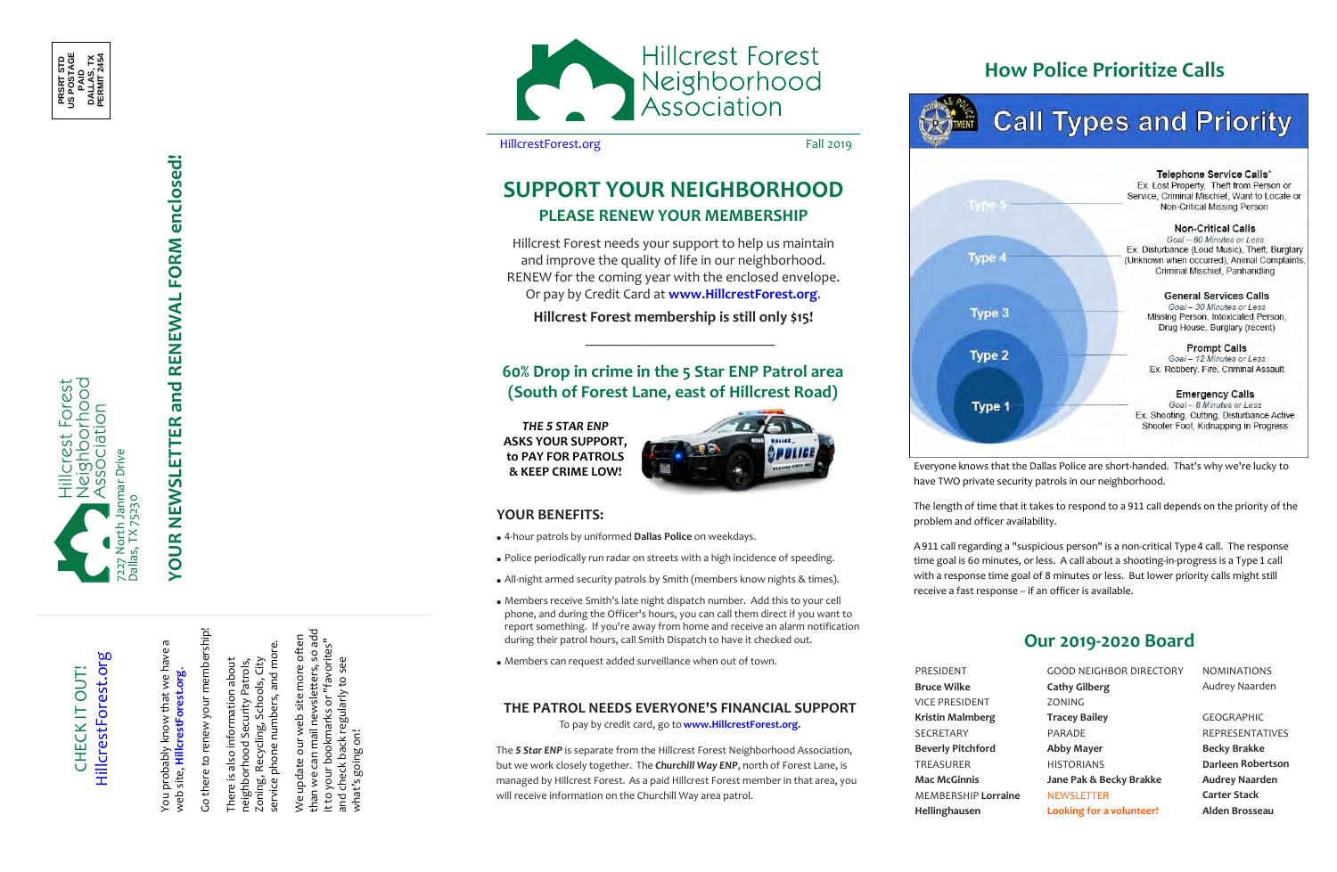PRSRT STD
US POSTAGE
PAID
DALLAS, TX
PERMIT 2454

Hillcrest Forest Neighborhood Association
7227 North Janmar Drive
Dallas, TX 75230

**YOUR NEWSLETTER and RENEWAL FORM enclosed!**

CHECK IT OUT!
HillcrestForest.org

You probably know that we have a web site, **HillcrestForest.org**.

Go there to renew your membership!

There is also information about neighborhood Security Patrols, Zoning, Recycling, Schools, City service phone numbers, and more.

We update our web site more often than we can mail newsletters, so add it to your bookmarks or "favorites" and check back regularly to see what's going on!

# Hillcrest Forest Neighborhood Association

HillcrestForest.org — Fall 2019

## SUPPORT YOUR NEIGHBORHOOD

### PLEASE RENEW YOUR MEMBERSHIP

Hillcrest Forest needs your support to help us maintain and improve the quality of life in our neighborhood. RENEW for the coming year with the enclosed envelope. Or pay by Credit Card at **www.HillcrestForest.org**.

**Hillcrest Forest membership is still only $15!**

## 60% Drop in crime in the 5 Star ENP Patrol area (South of Forest Lane, east of Hillcrest Road)

***THE 5 STAR ENP* ASKS YOUR SUPPORT, to PAY FOR PATROLS & KEEP CRIME LOW!**

### YOUR BENEFITS:

- 4-hour patrols by uniformed **Dallas Police** on weekdays.
- Police periodically run radar on streets with a high incidence of speeding.
- All-night armed security patrols by Smith (members know nights & times).
- Members receive Smith's late night dispatch number. Add this to your cell phone, and during the Officer's hours, you can call them direct if you want to report something. If you're away from home and receive an alarm notification during their patrol hours, call Smith Dispatch to have it checked out.
- Members can request added surveillance when out of town.

### THE PATROL NEEDS EVERYONE'S FINANCIAL SUPPORT

To pay by credit card, go to **www.HillcrestForest.org.**

The ***5 Star ENP*** is separate from the Hillcrest Forest Neighborhood Association, but we work closely together. The ***Churchill Way ENP***, north of Forest Lane, is managed by Hillcrest Forest. As a paid Hillcrest Forest member in that area, you will receive information on the Churchill Way area patrol.

## How Police Prioritize Calls

Call Types and Priority

Type 5 — **Telephone Service Calls*** Ex. Lost Property, Theft from Person or Service, Criminal Mischief, Want to Locate or Non-Critical Missing Person

Type 4 — **Non-Critical Calls** *Goal – 60 Minutes or Less* Ex. Disturbance (Loud Music), Theft, Burglary (Unknown when occurred), Animal Complaints, Criminal Mischief, Panhandling

Type 3 — **General Services Calls** *Goal – 30 Minutes or Less* Missing Person, Intoxicated Person, Drug House, Burglary (recent)

Type 2 — **Prompt Calls** *Goal – 12 Minutes or Less* Ex. Robbery, Fire, Criminal Assault

Type 1 — **Emergency Calls** *Goal – 8 Minutes or Less* Ex. Shooting, Cutting, Disturbance Active Shooter Foot, Kidnapping in Progress

Everyone knows that the Dallas Police are short-handed. That's why we're lucky to have TWO private security patrols in our neighborhood.

The length of time that it takes to respond to a 911 call depends on the priority of the problem and officer availability.

A 911 call regarding a "suspicious person" is a non-critical Type 4 call. The response time goal is 60 minutes, or less. A call about a shooting-in-progress is a Type 1 call with a response time goal of 8 minutes or less. But lower priority calls might still receive a fast response – if an officer is available.

## Our 2019-2020 Board

PRESIDENT
**Bruce Wilke**
VICE PRESIDENT
**Kristin Malmberg**
SECRETARY
**Beverly Pitchford**
TREASURER
**Mac McGinnis**
MEMBERSHIP **Lorraine Hellinghausen**

GOOD NEIGHBOR DIRECTORY
**Cathy Gilberg**
ZONING
**Tracey Bailey**
PARADE
**Abby Mayer**
HISTORIANS
**Jane Pak & Becky Brakke**
NEWSLETTER
**Looking for a volunteer!**

NOMINATIONS
Audrey Naarden

GEOGRAPHIC REPRESENTATIVES
**Becky Brakke**
**Darleen Robertson**
**Audrey Naarden**
**Carter Stack**
**Alden Brosseau**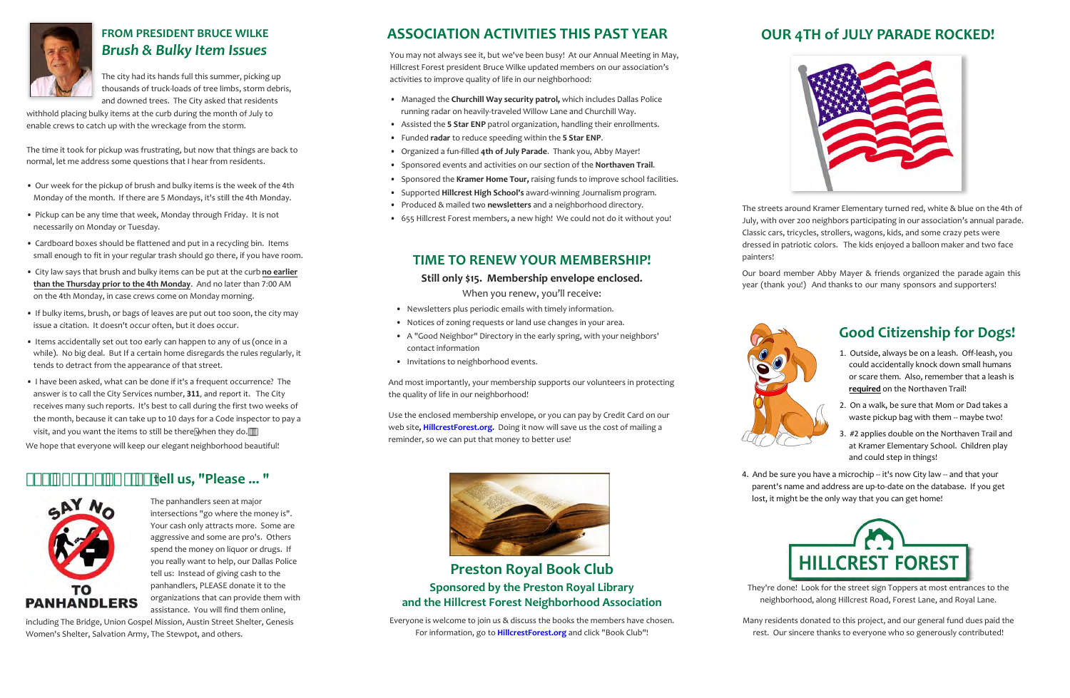## FROM PRESIDENT BRUCE WILKE

### *Brush & Bulky Item Issues*

The city had its hands full this summer, picking up thousands of truck-loads of tree limbs, storm debris, and downed trees. The City asked that residents withhold placing bulky items at the curb during the month of July to enable crews to catch up with the wreckage from the storm.

The time it took for pickup was frustrating, but now that things are back to normal, let me address some questions that I hear from residents.

- Our week for the pickup of brush and bulky items is the week of the 4th Monday of the month. If there are 5 Mondays, it's still the 4th Monday.
- Pickup can be any time that week, Monday through Friday. It is not necessarily on Monday or Tuesday.
- Cardboard boxes should be flattened and put in a recycling bin. Items small enough to fit in your regular trash should go there, if you have room.
- City law says that brush and bulky items can be put at the curb **no earlier than the Thursday prior to the 4th Monday**. And no later than 7:00 AM on the 4th Monday, in case crews come on Monday morning.
- If bulky items, brush, or bags of leaves are put out too soon, the city may issue a citation. It doesn't occur often, but it does occur.
- Items accidentally set out too early can happen to any of us (once in a while). No big deal. But If a certain home disregards the rules regularly, it tends to detract from the appearance of the street.
- I have been asked, what can be done if it's a frequent occurrence? The answer is to call the City Services number, **311**, and report it. The City receives many such reports. It's best to call during the first two weeks of the month, because it can take up to 10 days for a Code inspector to pay a visit, and you want the items to still be there when they do.

We hope that everyone will keep our elegant neighborhood beautiful!

## tell us, "Please ... "

SAY NO TO PANHANDLERS

The panhandlers seen at major intersections "go where the money is". Your cash only attracts more. Some are aggressive and some are pro's. Others spend the money on liquor or drugs. If you really want to help, our Dallas Police tell us: Instead of giving cash to the panhandlers, PLEASE donate it to the organizations that can provide them with assistance. You will find them online, including The Bridge, Union Gospel Mission, Austin Street Shelter, Genesis Women's Shelter, Salvation Army, The Stewpot, and others.

## ASSOCIATION ACTIVITIES THIS PAST YEAR

You may not always see it, but we've been busy! At our Annual Meeting in May, Hillcrest Forest president Bruce Wilke updated members on our association's activities to improve quality of life in our neighborhood:

- Managed the **Churchill Way security patrol,** which includes Dallas Police running radar on heavily-traveled Willow Lane and Churchill Way.
- Assisted the **5 Star ENP** patrol organization, handling their enrollments.
- Funded **radar** to reduce speeding within the **5 Star ENP**.
- Organized a fun-filled **4th of July Parade**. Thank you, Abby Mayer!
- Sponsored events and activities on our section of the **Northaven Trail**.
- Sponsored the **Kramer Home Tour,** raising funds to improve school facilities.
- Supported **Hillcrest High School's** award-winning Journalism program.
- Produced & mailed two **newsletters** and a neighborhood directory.
- 655 Hillcrest Forest members, a new high! We could not do it without you!

## TIME TO RENEW YOUR MEMBERSHIP!

**Still only $15. Membership envelope enclosed.**

When you renew, you'll receive:

- Newsletters plus periodic emails with timely information.
- Notices of zoning requests or land use changes in your area.
- A "Good Neighbor" Directory in the early spring, with your neighbors' contact information
- Invitations to neighborhood events.

And most importantly, your membership supports our volunteers in protecting the quality of life in our neighborhood!

Use the enclosed membership envelope, or you can pay by Credit Card on our web site, **HillcrestForest.org.** Doing it now will save us the cost of mailing a reminder, so we can put that money to better use!

## Preston Royal Book Club

### Sponsored by the Preston Royal Library and the Hillcrest Forest Neighborhood Association

Everyone is welcome to join us & discuss the books the members have chosen. For information, go to **HillcrestForest.org** and click "Book Club"!

## OUR 4TH of JULY PARADE ROCKED!

The streets around Kramer Elementary turned red, white & blue on the 4th of July, with over 200 neighbors participating in our association's annual parade. Classic cars, tricycles, strollers, wagons, kids, and some crazy pets were dressed in patriotic colors. The kids enjoyed a balloon maker and two face painters!

Our board member Abby Mayer & friends organized the parade again this year (thank you!) And thanks to our many sponsors and supporters!

## Good Citizenship for Dogs!

1. Outside, always be on a leash. Off-leash, you could accidentally knock down small humans or scare them. Also, remember that a leash is **required** on the Northaven Trail!
2. On a walk, be sure that Mom or Dad takes a waste pickup bag with them -- maybe two!
3. #2 applies double on the Northaven Trail and at Kramer Elementary School. Children play and could step in things!
4. And be sure you have a microchip -- it's now City law -- and that your parent's name and address are up-to-date on the database. If you get lost, it might be the only way that you can get home!

HILLCREST FOREST

They're done! Look for the street sign Toppers at most entrances to the neighborhood, along Hillcrest Road, Forest Lane, and Royal Lane.

Many residents donated to this project, and our general fund dues paid the rest. Our sincere thanks to everyone who so generously contributed!